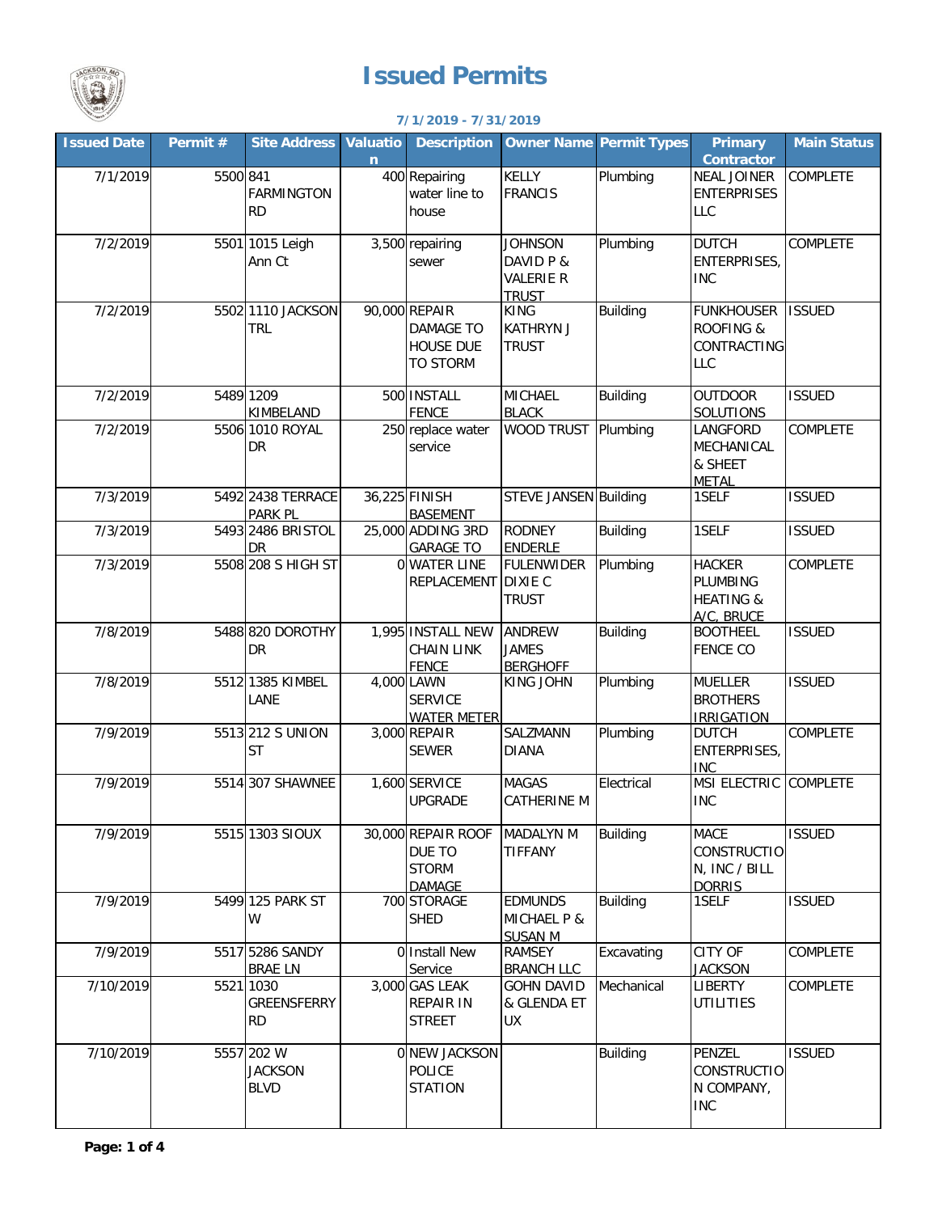# Issued Permits

**7/1/2019 - 7/31/2019**

| Issued Date | Permit # | Site Address | Valuation | Description | Owner Name | Permit Types | Primary Contractor | Main Status |
|---|---|---|---|---|---|---|---|---|
| 7/1/2019 | 5500 | 841 FARMINGTON RD | 400 | Repairing water line to house | KELLY FRANCIS | Plumbing | NEAL JOINER ENTERPRISES LLC | COMPLETE |
| 7/2/2019 | 5501 | 1015 Leigh Ann Ct | 3,500 | repairing sewer | JOHNSON DAVID P & VALERIE R TRUST | Plumbing | DUTCH ENTERPRISES, INC | COMPLETE |
| 7/2/2019 | 5502 | 1110 JACKSON TRL | 90,000 | REPAIR DAMAGE TO HOUSE DUE TO STORM | KING KATHRYN J TRUST | Building | FUNKHOUSER ROOFING & CONTRACTING LLC | ISSUED |
| 7/2/2019 | 5489 | 1209 KIMBELAND | 500 | INSTALL FENCE | MICHAEL BLACK | Building | OUTDOOR SOLUTIONS | ISSUED |
| 7/2/2019 | 5506 | 1010 ROYAL DR | 250 | replace water service | WOOD TRUST | Plumbing | LANGFORD MECHANICAL & SHEET METAL | COMPLETE |
| 7/3/2019 | 5492 | 2438 TERRACE PARK PL | 36,225 | FINISH BASEMENT | STEVE JANSEN | Building | 1SELF | ISSUED |
| 7/3/2019 | 5493 | 2486 BRISTOL DR | 25,000 | ADDING 3RD GARAGE TO | RODNEY ENDERLE | Building | 1SELF | ISSUED |
| 7/3/2019 | 5508 | 208 S HIGH ST | 0 | WATER LINE REPLACEMENT | FULENWIDER DIXIE C TRUST | Plumbing | HACKER PLUMBING HEATING & A/C, BRUCE | COMPLETE |
| 7/8/2019 | 5488 | 820 DOROTHY DR | 1,995 | INSTALL NEW CHAIN LINK FENCE | ANDREW JAMES BERGHOFF | Building | BOOTHEEL FENCE CO | ISSUED |
| 7/8/2019 | 5512 | 1385 KIMBEL LANE | 4,000 | LAWN SERVICE WATER METER | KING JOHN | Plumbing | MUELLER BROTHERS IRRIGATION | ISSUED |
| 7/9/2019 | 5513 | 212 S UNION ST | 3,000 | REPAIR SEWER | SALZMANN DIANA | Plumbing | DUTCH ENTERPRISES, INC | COMPLETE |
| 7/9/2019 | 5514 | 307 SHAWNEE | 1,600 | SERVICE UPGRADE | MAGAS CATHERINE M | Electrical | MSI ELECTRIC INC | COMPLETE |
| 7/9/2019 | 5515 | 1303 SIOUX | 30,000 | REPAIR ROOF DUE TO STORM DAMAGE | MADALYN M TIFFANY | Building | MACE CONSTRUCTION, INC / BILL DORRIS | ISSUED |
| 7/9/2019 | 5499 | 125 PARK ST W | 700 | STORAGE SHED | EDMUNDS MICHAEL P & SUSAN M | Building | 1SELF | ISSUED |
| 7/9/2019 | 5517 | 5286 SANDY BRAE LN | 0 | Install New Service | RAMSEY BRANCH LLC | Excavating | CITY OF JACKSON | COMPLETE |
| 7/10/2019 | 5521 | 1030 GREENSFERRY RD | 3,000 | GAS LEAK REPAIR IN STREET | GOHN DAVID & GLENDA ET UX | Mechanical | LIBERTY UTILITIES | COMPLETE |
| 7/10/2019 | 5557 | 202 W JACKSON BLVD | 0 | NEW JACKSON POLICE STATION | | Building | PENZEL CONSTRUCTION COMPANY, INC | ISSUED |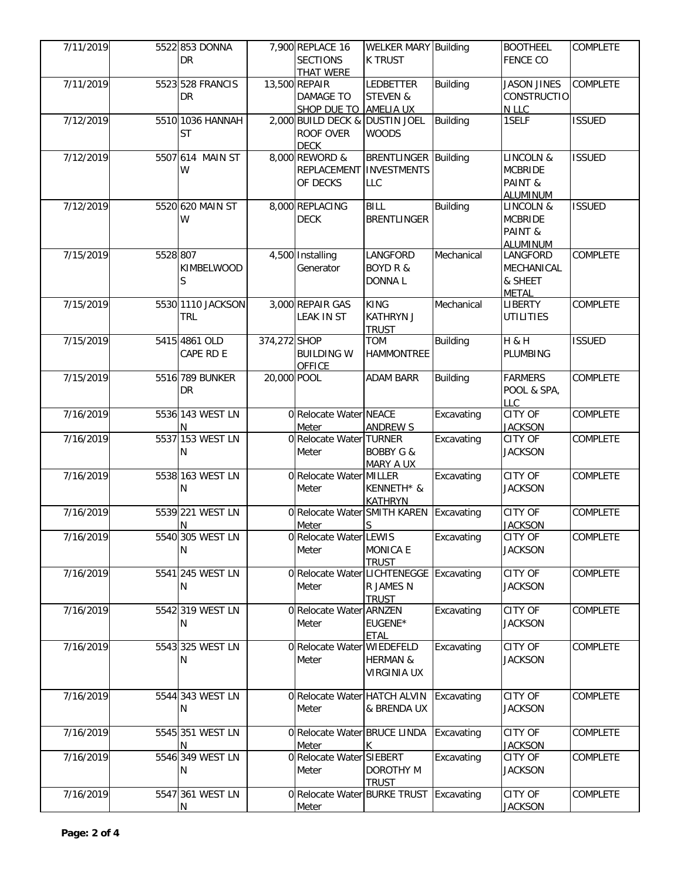| | | | | | | | | |
|---|---|---|---|---|---|---|---|---|
| 7/11/2019 | 5522 | 853 DONNA DR | 7,900 | REPLACE 16 SECTIONS THAT WERE | WELKER MARY K TRUST | Building | BOOTHEEL FENCE CO | COMPLETE |
| 7/11/2019 | 5523 | 528 FRANCIS DR | 13,500 | REPAIR DAMAGE TO SHOP DUE TO | LEDBETTER STEVEN & AMELIA UX | Building | JASON JINES CONSTRUCTION LLC | COMPLETE |
| 7/12/2019 | 5510 | 1036 HANNAH ST | 2,000 | BUILD DECK & ROOF OVER DECK | DUSTIN JOEL WOODS | Building | 1SELF | ISSUED |
| 7/12/2019 | 5507 | 614 MAIN ST W | 8,000 | REWORD & REPLACEMENT OF DECKS | BRENTLINGER INVESTMENTS LLC | Building | LINCOLN & MCBRIDE PAINT & ALUMINUM | ISSUED |
| 7/12/2019 | 5520 | 620 MAIN ST W | 8,000 | REPLACING DECK | BILL BRENTLINGER | Building | LINCOLN & MCBRIDE PAINT & ALUMINUM | ISSUED |
| 7/15/2019 | 5528 | 807 KIMBELWOODS | 4,500 | Installing Generator | LANGFORD BOYD R & DONNA L | Mechanical | LANGFORD MECHANICAL & SHEET METAL | COMPLETE |
| 7/15/2019 | 5530 | 1110 JACKSON TRL | 3,000 | REPAIR GAS LEAK IN ST | KING KATHRYN J TRUST | Mechanical | LIBERTY UTILITIES | COMPLETE |
| 7/15/2019 | 5415 | 4861 OLD CAPE RD E | 374,272 | SHOP BUILDING W OFFICE | TOM HAMMONTREE | Building | H & H PLUMBING | ISSUED |
| 7/15/2019 | 5516 | 789 BUNKER DR | 20,000 | POOL | ADAM BARR | Building | FARMERS POOL & SPA, LLC | COMPLETE |
| 7/16/2019 | 5536 | 143 WEST LN N | 0 | Relocate Water Meter | NEACE ANDREW S | Excavating | CITY OF JACKSON | COMPLETE |
| 7/16/2019 | 5537 | 153 WEST LN N | 0 | Relocate Water Meter | TURNER BOBBY G & MARY A UX | Excavating | CITY OF JACKSON | COMPLETE |
| 7/16/2019 | 5538 | 163 WEST LN N | 0 | Relocate Water Meter | MILLER KENNETH* & KATHRYN | Excavating | CITY OF JACKSON | COMPLETE |
| 7/16/2019 | 5539 | 221 WEST LN N | 0 | Relocate Water Meter | SMITH KAREN S | Excavating | CITY OF JACKSON | COMPLETE |
| 7/16/2019 | 5540 | 305 WEST LN N | 0 | Relocate Water Meter | LEWIS MONICA E TRUST | Excavating | CITY OF JACKSON | COMPLETE |
| 7/16/2019 | 5541 | 245 WEST LN N | 0 | Relocate Water Meter | LICHTENEGGER JAMES N TRUST | Excavating | CITY OF JACKSON | COMPLETE |
| 7/16/2019 | 5542 | 319 WEST LN N | 0 | Relocate Water Meter | ARNZEN EUGENE* ETAL | Excavating | CITY OF JACKSON | COMPLETE |
| 7/16/2019 | 5543 | 325 WEST LN N | 0 | Relocate Water Meter | WIEDEFELD HERMAN & VIRGINIA UX | Excavating | CITY OF JACKSON | COMPLETE |
| 7/16/2019 | 5544 | 343 WEST LN N | 0 | Relocate Water Meter | HATCH ALVIN & BRENDA UX | Excavating | CITY OF JACKSON | COMPLETE |
| 7/16/2019 | 5545 | 351 WEST LN N | 0 | Relocate Water Meter | BRUCE LINDA K | Excavating | CITY OF JACKSON | COMPLETE |
| 7/16/2019 | 5546 | 349 WEST LN N | 0 | Relocate Water Meter | SIEBERT DOROTHY M TRUST | Excavating | CITY OF JACKSON | COMPLETE |
| 7/16/2019 | 5547 | 361 WEST LN N | 0 | Relocate Water Meter | BURKE TRUST | Excavating | CITY OF JACKSON | COMPLETE |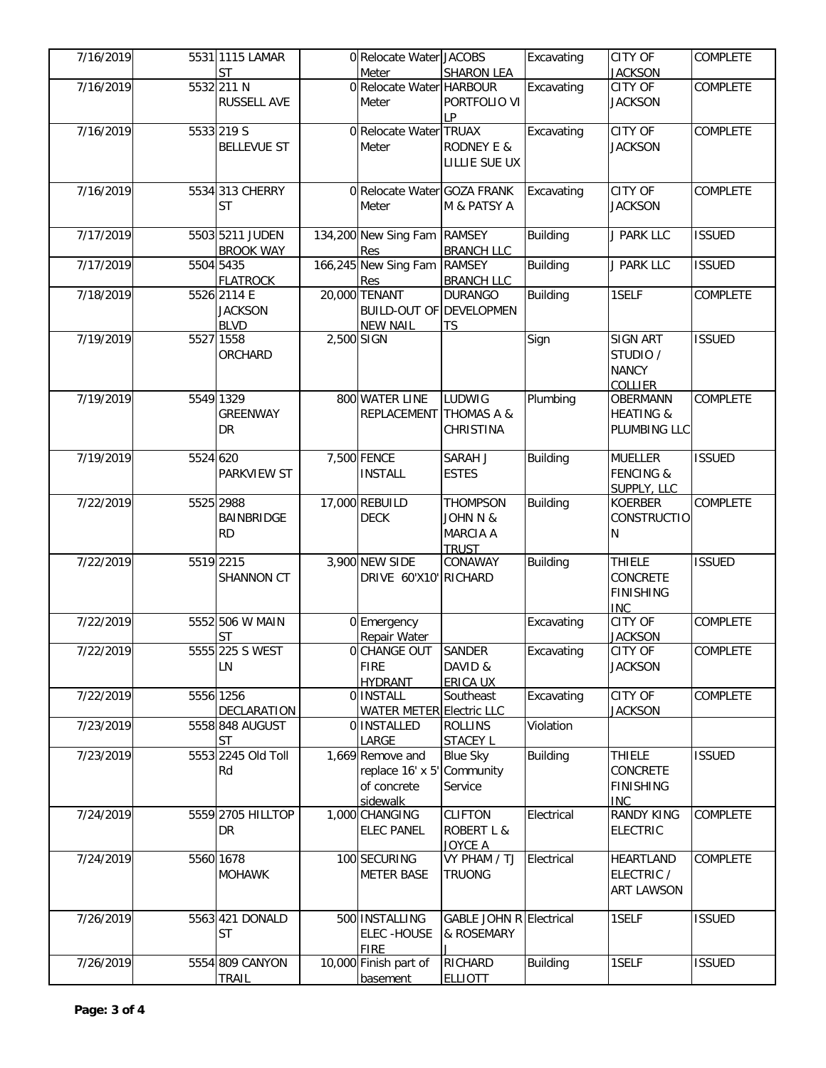| | | | | | | | | |
|---|---|---|---|---|---|---|---|---|
| 7/16/2019 | 5531 | 1115 LAMAR ST | 0 | Relocate Water Meter | JACOBS SHARON LEA | Excavating | CITY OF JACKSON | COMPLETE |
| 7/16/2019 | 5532 | 211 N RUSSELL AVE | 0 | Relocate Water Meter | HARBOUR PORTFOLIO VI LP | Excavating | CITY OF JACKSON | COMPLETE |
| 7/16/2019 | 5533 | 219 S BELLEVUE ST | 0 | Relocate Water Meter | TRUAX RODNEY E & LILLIE SUE UX | Excavating | CITY OF JACKSON | COMPLETE |
| 7/16/2019 | 5534 | 313 CHERRY ST | 0 | Relocate Water Meter | GOZA FRANK M & PATSY A | Excavating | CITY OF JACKSON | COMPLETE |
| 7/17/2019 | 5503 | 5211 JUDEN BROOK WAY | 134,200 | New Sing Fam Res | RAMSEY BRANCH LLC | Building | J PARK LLC | ISSUED |
| 7/17/2019 | 5504 | 5435 FLATROCK | 166,245 | New Sing Fam Res | RAMSEY BRANCH LLC | Building | J PARK LLC | ISSUED |
| 7/18/2019 | 5526 | 2114 E JACKSON BLVD | 20,000 | TENANT BUILD-OUT OF NEW NAIL | DURANGO DEVELOPMENTS | Building | 1SELF | COMPLETE |
| 7/19/2019 | 5527 | 1558 ORCHARD | 2,500 | SIGN | | Sign | SIGN ART STUDIO / NANCY COLLIER | ISSUED |
| 7/19/2019 | 5549 | 1329 GREENWAY DR | 800 | WATER LINE REPLACEMENT | LUDWIG THOMAS A & CHRISTINA | Plumbing | OBERMANN HEATING & PLUMBING LLC | COMPLETE |
| 7/19/2019 | 5524 | 620 PARKVIEW ST | 7,500 | FENCE INSTALL | SARAH J ESTES | Building | MUELLER FENCING & SUPPLY, LLC | ISSUED |
| 7/22/2019 | 5525 | 2988 BAINBRIDGE RD | 17,000 | REBUILD DECK | THOMPSON JOHN N & MARCIA A TRUST | Building | KOERBER CONSTRUCTION | COMPLETE |
| 7/22/2019 | 5519 | 2215 SHANNON CT | 3,900 | NEW SIDE DRIVE 60'X10' | CONAWAY RICHARD | Building | THIELE CONCRETE FINISHING INC | ISSUED |
| 7/22/2019 | 5552 | 506 W MAIN ST | 0 | Emergency Repair Water | | Excavating | CITY OF JACKSON | COMPLETE |
| 7/22/2019 | 5555 | 225 S WEST LN | 0 | CHANGE OUT FIRE HYDRANT | SANDER DAVID & ERICA UX | Excavating | CITY OF JACKSON | COMPLETE |
| 7/22/2019 | 5556 | 1256 DECLARATION | 0 | INSTALL WATER METER | Southeast Electric LLC | Excavating | CITY OF JACKSON | COMPLETE |
| 7/23/2019 | 5558 | 848 AUGUST ST | 0 | INSTALLED LARGE | ROLLINS STACEY L | Violation | | |
| 7/23/2019 | 5553 | 2245 Old Toll Rd | 1,669 | Remove and replace 16' x 5' of concrete sidewalk | Blue Sky Community Service | Building | THIELE CONCRETE FINISHING INC | ISSUED |
| 7/24/2019 | 5559 | 2705 HILLTOP DR | 1,000 | CHANGING ELEC PANEL | CLIFTON ROBERT L & JOYCE A | Electrical | RANDY KING ELECTRIC | COMPLETE |
| 7/24/2019 | 5560 | 1678 MOHAWK | 100 | SECURING METER BASE | VY PHAM / TJ TRUONG | Electrical | HEARTLAND ELECTRIC / ART LAWSON | COMPLETE |
| 7/26/2019 | 5563 | 421 DONALD ST | 500 | INSTALLING ELEC -HOUSE FIRE | GABLE JOHN R & ROSEMARY J | Electrical | 1SELF | ISSUED |
| 7/26/2019 | 5554 | 809 CANYON TRAIL | 10,000 | Finish part of basement | RICHARD ELLIOTT | Building | 1SELF | ISSUED |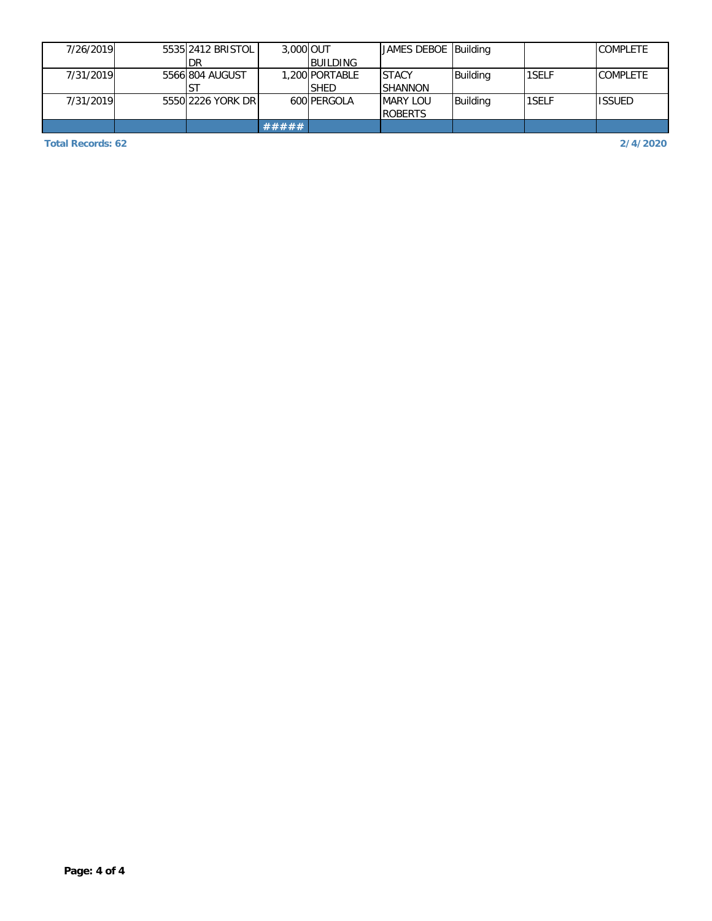| | | | | | | | | | |
|---|---|---|---|---|---|---|---|---|---|
| 7/26/2019 | | 5535 | 2412 BRISTOL DR | 3,000 | OUT BUILDING | JAMES DEBOE | Building | | COMPLETE |
| 7/31/2019 | | 5566 | 804 AUGUST ST | 1,200 | PORTABLE SHED | STACY SHANNON | Building | 1SELF | COMPLETE |
| 7/31/2019 | | 5550 | 2226 YORK DR | 600 | PERGOLA | MARY LOU ROBERTS | Building | 1SELF | ISSUED |
| | | | | ##### | | | | | |

**Total Records: 62**

**2/4/2020**